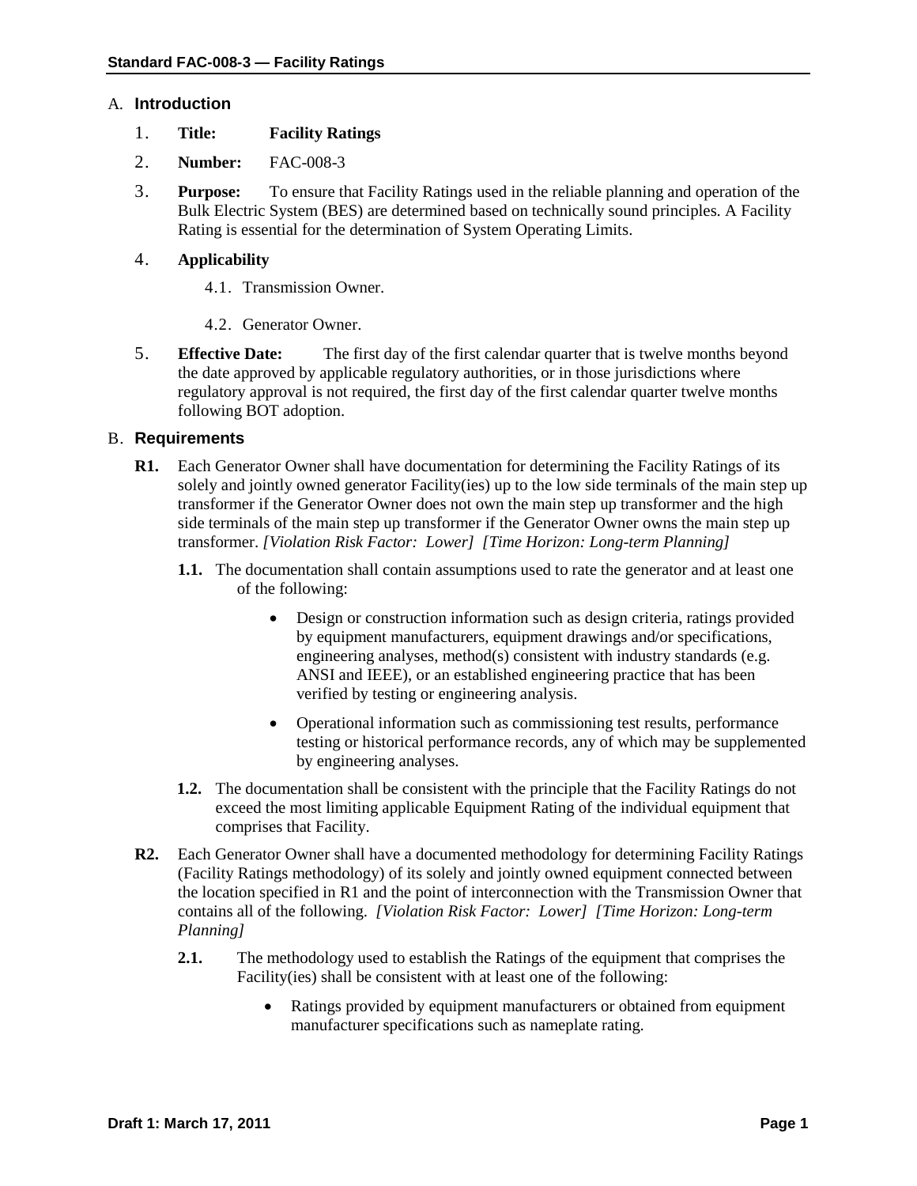## A. Introduction

1. **Title:** **Facility Ratings**
2. **Number:** FAC-008-3
3. **Purpose:** To ensure that Facility Ratings used in the reliable planning and operation of the Bulk Electric System (BES) are determined based on technically sound principles. A Facility Rating is essential for the determination of System Operating Limits.
4. **Applicability**
   - 4.1. Transmission Owner.
   - 4.2. Generator Owner.
5. **Effective Date:** The first day of the first calendar quarter that is twelve months beyond the date approved by applicable regulatory authorities, or in those jurisdictions where regulatory approval is not required, the first day of the first calendar quarter twelve months following BOT adoption.

## B. Requirements

**R1.** Each Generator Owner shall have documentation for determining the Facility Ratings of its solely and jointly owned generator Facility(ies) up to the low side terminals of the main step up transformer if the Generator Owner does not own the main step up transformer and the high side terminals of the main step up transformer if the Generator Owner owns the main step up transformer. *[Violation Risk Factor: Lower] [Time Horizon: Long-term Planning]*

**1.1.** The documentation shall contain assumptions used to rate the generator and at least one of the following:

- Design or construction information such as design criteria, ratings provided by equipment manufacturers, equipment drawings and/or specifications, engineering analyses, method(s) consistent with industry standards (e.g. ANSI and IEEE), or an established engineering practice that has been verified by testing or engineering analysis.
- Operational information such as commissioning test results, performance testing or historical performance records, any of which may be supplemented by engineering analyses.

**1.2.** The documentation shall be consistent with the principle that the Facility Ratings do not exceed the most limiting applicable Equipment Rating of the individual equipment that comprises that Facility.

**R2.** Each Generator Owner shall have a documented methodology for determining Facility Ratings (Facility Ratings methodology) of its solely and jointly owned equipment connected between the location specified in R1 and the point of interconnection with the Transmission Owner that contains all of the following. *[Violation Risk Factor: Lower] [Time Horizon: Long-term Planning]*

**2.1.** The methodology used to establish the Ratings of the equipment that comprises the Facility(ies) shall be consistent with at least one of the following:

- Ratings provided by equipment manufacturers or obtained from equipment manufacturer specifications such as nameplate rating.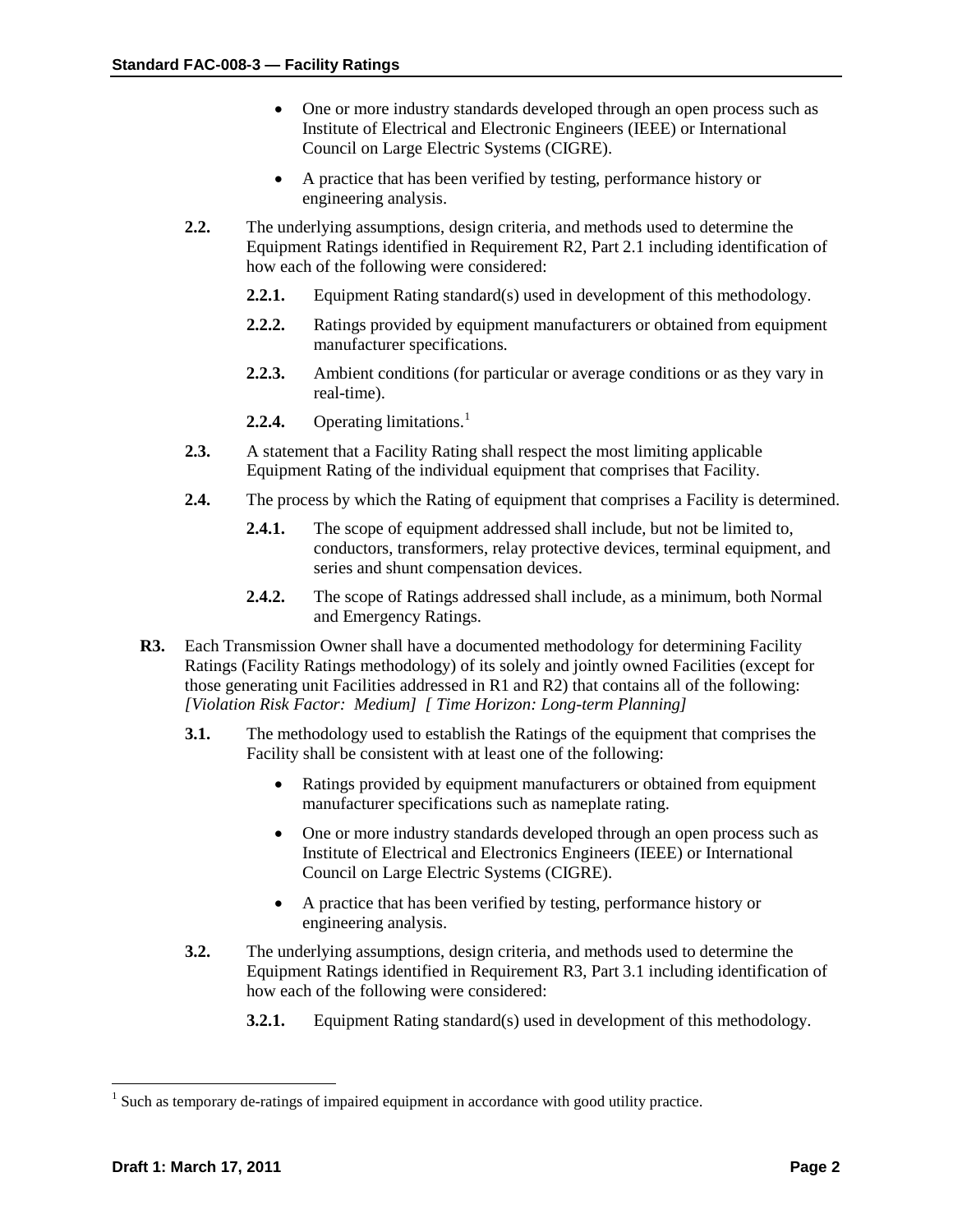- One or more industry standards developed through an open process such as Institute of Electrical and Electronic Engineers (IEEE) or International Council on Large Electric Systems (CIGRE).
- A practice that has been verified by testing, performance history or engineering analysis.

**2.2.** The underlying assumptions, design criteria, and methods used to determine the Equipment Ratings identified in Requirement R2, Part 2.1 including identification of how each of the following were considered:

**2.2.1.** Equipment Rating standard(s) used in development of this methodology.

**2.2.2.** Ratings provided by equipment manufacturers or obtained from equipment manufacturer specifications.

**2.2.3.** Ambient conditions (for particular or average conditions or as they vary in real-time).

**2.2.4.** Operating limitations.[1]

**2.3.** A statement that a Facility Rating shall respect the most limiting applicable Equipment Rating of the individual equipment that comprises that Facility.

**2.4.** The process by which the Rating of equipment that comprises a Facility is determined.

**2.4.1.** The scope of equipment addressed shall include, but not be limited to, conductors, transformers, relay protective devices, terminal equipment, and series and shunt compensation devices.

**2.4.2.** The scope of Ratings addressed shall include, as a minimum, both Normal and Emergency Ratings.

**R3.** Each Transmission Owner shall have a documented methodology for determining Facility Ratings (Facility Ratings methodology) of its solely and jointly owned Facilities (except for those generating unit Facilities addressed in R1 and R2) that contains all of the following: *[Violation Risk Factor: Medium] [ Time Horizon: Long-term Planning]*

**3.1.** The methodology used to establish the Ratings of the equipment that comprises the Facility shall be consistent with at least one of the following:

- Ratings provided by equipment manufacturers or obtained from equipment manufacturer specifications such as nameplate rating.
- One or more industry standards developed through an open process such as Institute of Electrical and Electronics Engineers (IEEE) or International Council on Large Electric Systems (CIGRE).
- A practice that has been verified by testing, performance history or engineering analysis.

**3.2.** The underlying assumptions, design criteria, and methods used to determine the Equipment Ratings identified in Requirement R3, Part 3.1 including identification of how each of the following were considered:

**3.2.1.** Equipment Rating standard(s) used in development of this methodology.

---

[1] Such as temporary de-ratings of impaired equipment in accordance with good utility practice.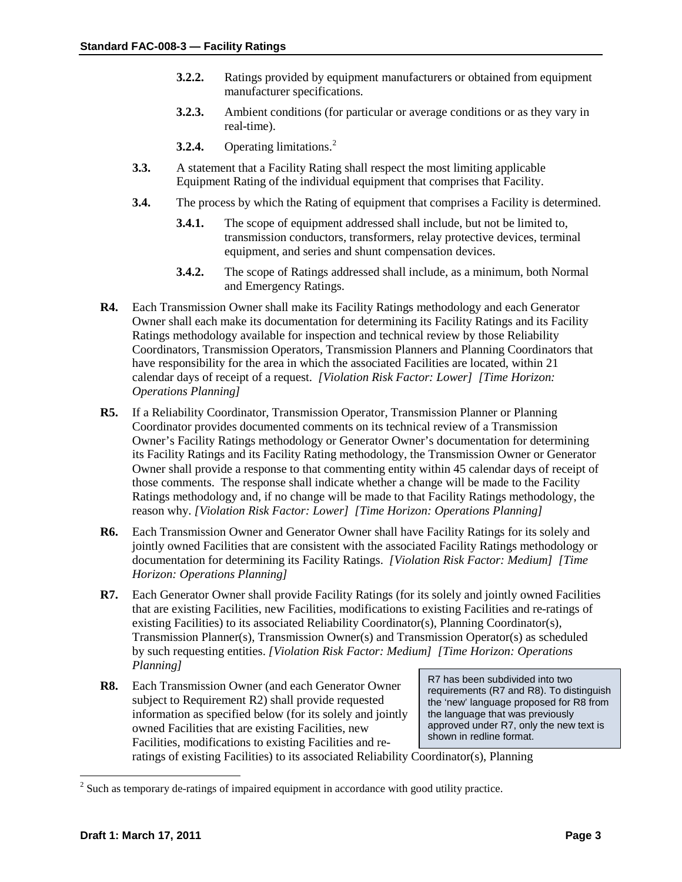**3.2.2.** Ratings provided by equipment manufacturers or obtained from equipment manufacturer specifications.

**3.2.3.** Ambient conditions (for particular or average conditions or as they vary in real-time).

**3.2.4.** Operating limitations.[2]

**3.3.** A statement that a Facility Rating shall respect the most limiting applicable Equipment Rating of the individual equipment that comprises that Facility.

**3.4.** The process by which the Rating of equipment that comprises a Facility is determined.

**3.4.1.** The scope of equipment addressed shall include, but not be limited to, transmission conductors, transformers, relay protective devices, terminal equipment, and series and shunt compensation devices.

**3.4.2.** The scope of Ratings addressed shall include, as a minimum, both Normal and Emergency Ratings.

**R4.** Each Transmission Owner shall make its Facility Ratings methodology and each Generator Owner shall each make its documentation for determining its Facility Ratings and its Facility Ratings methodology available for inspection and technical review by those Reliability Coordinators, Transmission Operators, Transmission Planners and Planning Coordinators that have responsibility for the area in which the associated Facilities are located, within 21 calendar days of receipt of a request. *[Violation Risk Factor: Lower] [Time Horizon: Operations Planning]*

**R5.** If a Reliability Coordinator, Transmission Operator, Transmission Planner or Planning Coordinator provides documented comments on its technical review of a Transmission Owner's Facility Ratings methodology or Generator Owner's documentation for determining its Facility Ratings and its Facility Rating methodology, the Transmission Owner or Generator Owner shall provide a response to that commenting entity within 45 calendar days of receipt of those comments. The response shall indicate whether a change will be made to the Facility Ratings methodology and, if no change will be made to that Facility Ratings methodology, the reason why. *[Violation Risk Factor: Lower] [Time Horizon: Operations Planning]*

**R6.** Each Transmission Owner and Generator Owner shall have Facility Ratings for its solely and jointly owned Facilities that are consistent with the associated Facility Ratings methodology or documentation for determining its Facility Ratings. *[Violation Risk Factor: Medium] [Time Horizon: Operations Planning]*

**R7.** Each Generator Owner shall provide Facility Ratings (for its solely and jointly owned Facilities that are existing Facilities, new Facilities, modifications to existing Facilities and re-ratings of existing Facilities) to its associated Reliability Coordinator(s), Planning Coordinator(s), Transmission Planner(s), Transmission Owner(s) and Transmission Operator(s) as scheduled by such requesting entities. *[Violation Risk Factor: Medium] [Time Horizon: Operations Planning]*

> R7 has been subdivided into two requirements (R7 and R8). To distinguish the 'new' language proposed for R8 from the language that was previously approved under R7, only the new text is shown in redline format.

**R8.** Each Transmission Owner (and each Generator Owner subject to Requirement R2) shall provide requested information as specified below (for its solely and jointly owned Facilities that are existing Facilities, new Facilities, modifications to existing Facilities and re-ratings of existing Facilities) to its associated Reliability Coordinator(s), Planning

[2] Such as temporary de-ratings of impaired equipment in accordance with good utility practice.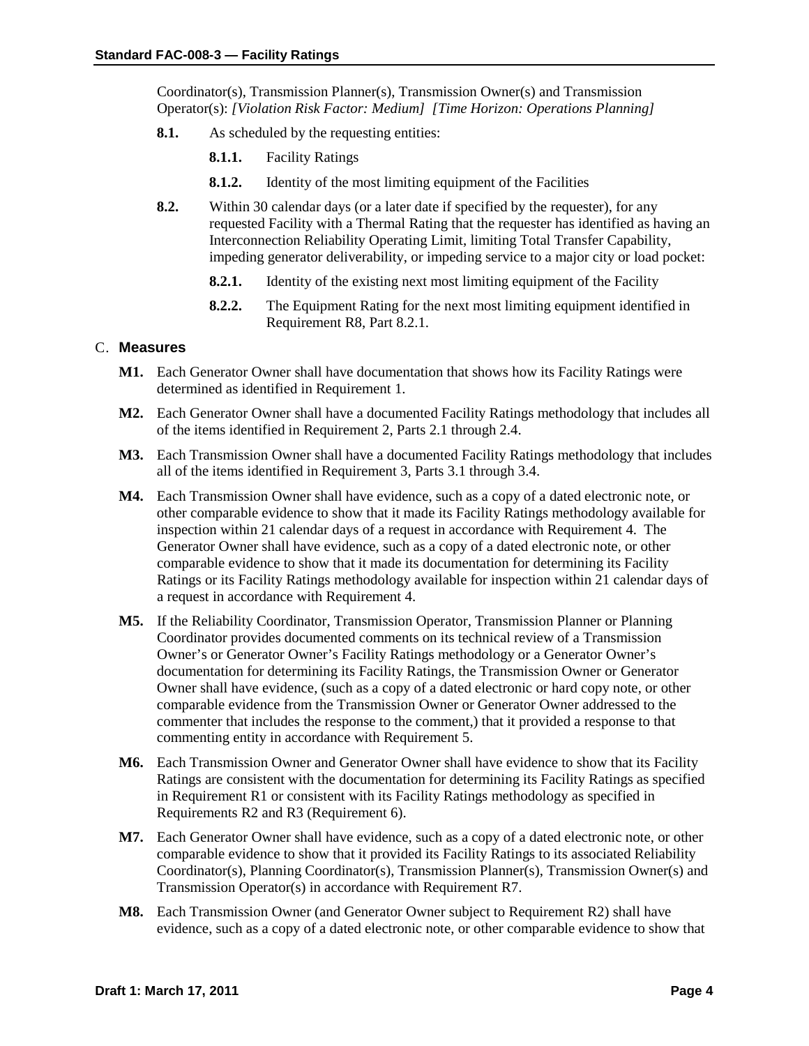Coordinator(s), Transmission Planner(s), Transmission Owner(s) and Transmission Operator(s): *[Violation Risk Factor: Medium] [Time Horizon: Operations Planning]*

- **8.1.** As scheduled by the requesting entities:
  - **8.1.1.** Facility Ratings
  - **8.1.2.** Identity of the most limiting equipment of the Facilities
- **8.2.** Within 30 calendar days (or a later date if specified by the requester), for any requested Facility with a Thermal Rating that the requester has identified as having an Interconnection Reliability Operating Limit, limiting Total Transfer Capability, impeding generator deliverability, or impeding service to a major city or load pocket:
  - **8.2.1.** Identity of the existing next most limiting equipment of the Facility
  - **8.2.2.** The Equipment Rating for the next most limiting equipment identified in Requirement R8, Part 8.2.1.

## C. Measures

**M1.** Each Generator Owner shall have documentation that shows how its Facility Ratings were determined as identified in Requirement 1.

**M2.** Each Generator Owner shall have a documented Facility Ratings methodology that includes all of the items identified in Requirement 2, Parts 2.1 through 2.4.

**M3.** Each Transmission Owner shall have a documented Facility Ratings methodology that includes all of the items identified in Requirement 3, Parts 3.1 through 3.4.

**M4.** Each Transmission Owner shall have evidence, such as a copy of a dated electronic note, or other comparable evidence to show that it made its Facility Ratings methodology available for inspection within 21 calendar days of a request in accordance with Requirement 4. The Generator Owner shall have evidence, such as a copy of a dated electronic note, or other comparable evidence to show that it made its documentation for determining its Facility Ratings or its Facility Ratings methodology available for inspection within 21 calendar days of a request in accordance with Requirement 4.

**M5.** If the Reliability Coordinator, Transmission Operator, Transmission Planner or Planning Coordinator provides documented comments on its technical review of a Transmission Owner's or Generator Owner's Facility Ratings methodology or a Generator Owner's documentation for determining its Facility Ratings, the Transmission Owner or Generator Owner shall have evidence, (such as a copy of a dated electronic or hard copy note, or other comparable evidence from the Transmission Owner or Generator Owner addressed to the commenter that includes the response to the comment,) that it provided a response to that commenting entity in accordance with Requirement 5.

**M6.** Each Transmission Owner and Generator Owner shall have evidence to show that its Facility Ratings are consistent with the documentation for determining its Facility Ratings as specified in Requirement R1 or consistent with its Facility Ratings methodology as specified in Requirements R2 and R3 (Requirement 6).

**M7.** Each Generator Owner shall have evidence, such as a copy of a dated electronic note, or other comparable evidence to show that it provided its Facility Ratings to its associated Reliability Coordinator(s), Planning Coordinator(s), Transmission Planner(s), Transmission Owner(s) and Transmission Operator(s) in accordance with Requirement R7.

**M8.** Each Transmission Owner (and Generator Owner subject to Requirement R2) shall have evidence, such as a copy of a dated electronic note, or other comparable evidence to show that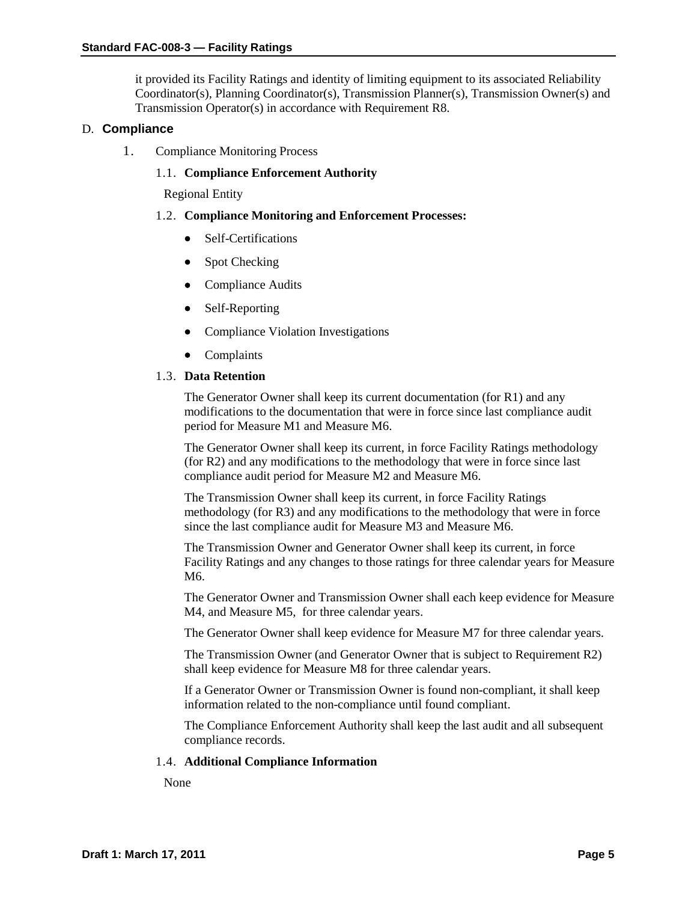it provided its Facility Ratings and identity of limiting equipment to its associated Reliability Coordinator(s), Planning Coordinator(s), Transmission Planner(s), Transmission Owner(s) and Transmission Operator(s) in accordance with Requirement R8.

## D. Compliance

1. Compliance Monitoring Process

### 1.1. Compliance Enforcement Authority

Regional Entity

### 1.2. Compliance Monitoring and Enforcement Processes:

- Self-Certifications
- Spot Checking
- Compliance Audits
- Self-Reporting
- Compliance Violation Investigations
- Complaints

### 1.3. Data Retention

The Generator Owner shall keep its current documentation (for R1) and any modifications to the documentation that were in force since last compliance audit period for Measure M1 and Measure M6.

The Generator Owner shall keep its current, in force Facility Ratings methodology (for R2) and any modifications to the methodology that were in force since last compliance audit period for Measure M2 and Measure M6.

The Transmission Owner shall keep its current, in force Facility Ratings methodology (for R3) and any modifications to the methodology that were in force since the last compliance audit for Measure M3 and Measure M6.

The Transmission Owner and Generator Owner shall keep its current, in force Facility Ratings and any changes to those ratings for three calendar years for Measure M6.

The Generator Owner and Transmission Owner shall each keep evidence for Measure M4, and Measure M5, for three calendar years.

The Generator Owner shall keep evidence for Measure M7 for three calendar years.

The Transmission Owner (and Generator Owner that is subject to Requirement R2) shall keep evidence for Measure M8 for three calendar years.

If a Generator Owner or Transmission Owner is found non-compliant, it shall keep information related to the non-compliance until found compliant.

The Compliance Enforcement Authority shall keep the last audit and all subsequent compliance records.

### 1.4. Additional Compliance Information

None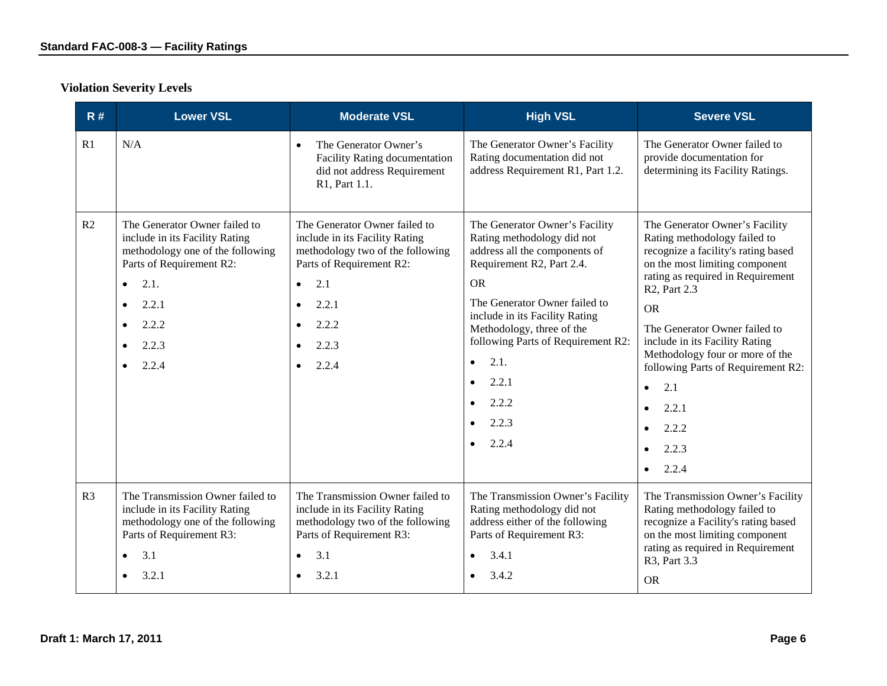### Violation Severity Levels

| R # | Lower VSL | Moderate VSL | High VSL | Severe VSL |
|---|---|---|---|---|
| R1 | N/A | • The Generator Owner's Facility Rating documentation did not address Requirement R1, Part 1.1. | The Generator Owner's Facility Rating documentation did not address Requirement R1, Part 1.2. | The Generator Owner failed to provide documentation for determining its Facility Ratings. |
| R2 | The Generator Owner failed to include in its Facility Rating methodology one of the following Parts of Requirement R2:<br>• 2.1.<br>• 2.2.1<br>• 2.2.2<br>• 2.2.3<br>• 2.2.4 | The Generator Owner failed to include in its Facility Rating methodology two of the following Parts of Requirement R2:<br>• 2.1<br>• 2.2.1<br>• 2.2.2<br>• 2.2.3<br>• 2.2.4 | The Generator Owner's Facility Rating methodology did not address all the components of Requirement R2, Part 2.4.<br>OR<br>The Generator Owner failed to include in its Facility Rating Methodology, three of the following Parts of Requirement R2:<br>• 2.1.<br>• 2.2.1<br>• 2.2.2<br>• 2.2.3<br>• 2.2.4 | The Generator Owner's Facility Rating methodology failed to recognize a facility's rating based on the most limiting component rating as required in Requirement R2, Part 2.3<br>OR<br>The Generator Owner failed to include in its Facility Rating Methodology four or more of the following Parts of Requirement R2:<br>• 2.1<br>• 2.2.1<br>• 2.2.2<br>• 2.2.3<br>• 2.2.4 |
| R3 | The Transmission Owner failed to include in its Facility Rating methodology one of the following Parts of Requirement R3:<br>• 3.1<br>• 3.2.1 | The Transmission Owner failed to include in its Facility Rating methodology two of the following Parts of Requirement R3:<br>• 3.1<br>• 3.2.1 | The Transmission Owner's Facility Rating methodology did not address either of the following Parts of Requirement R3:<br>• 3.4.1<br>• 3.4.2 | The Transmission Owner's Facility Rating methodology failed to recognize a Facility's rating based on the most limiting component rating as required in Requirement R3, Part 3.3<br>OR |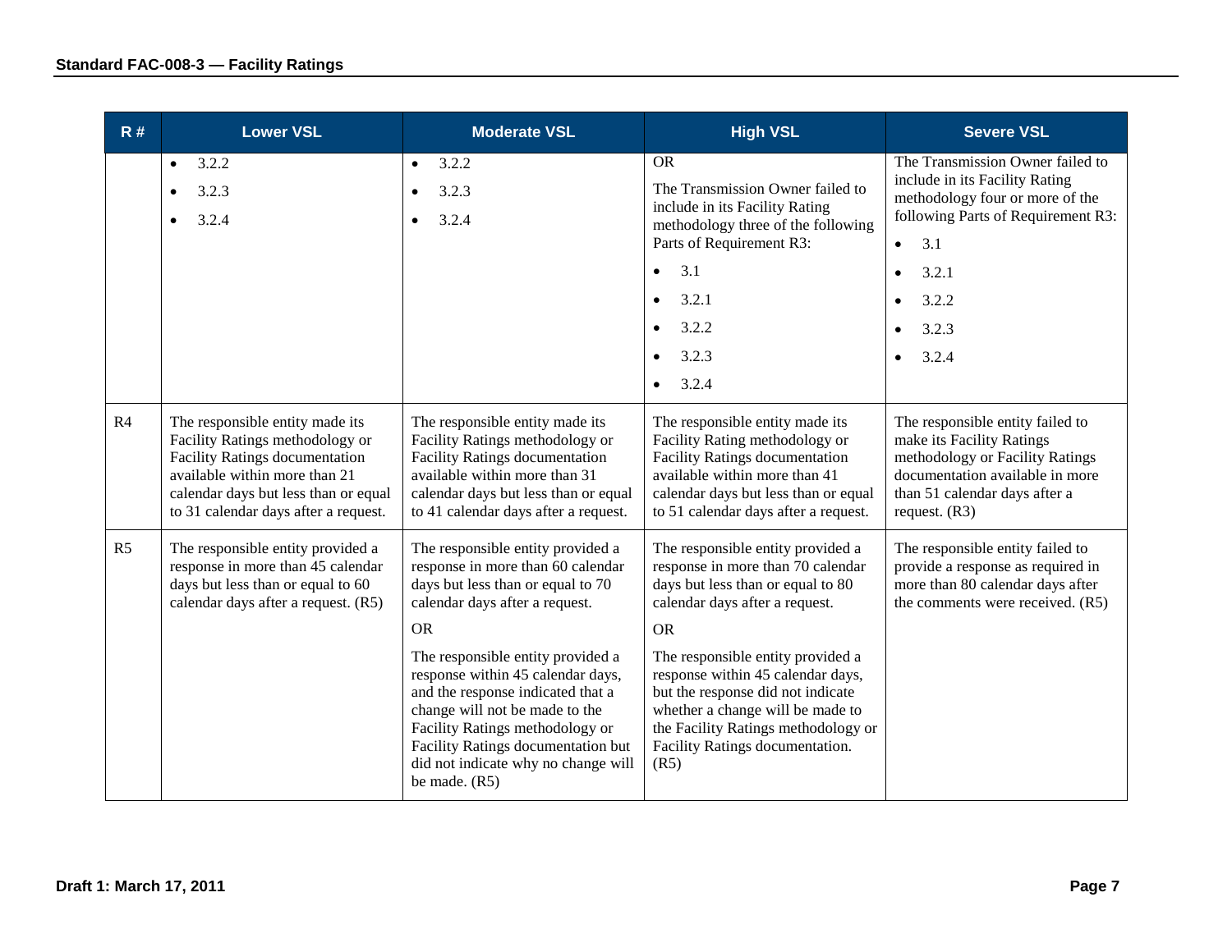| R # | Lower VSL | Moderate VSL | High VSL | Severe VSL |
|---|---|---|---|---|
| | • 3.2.2<br>• 3.2.3<br>• 3.2.4 | • 3.2.2<br>• 3.2.3<br>• 3.2.4 | OR<br>The Transmission Owner failed to include in its Facility Rating methodology three of the following Parts of Requirement R3:<br>• 3.1<br>• 3.2.1<br>• 3.2.2<br>• 3.2.3<br>• 3.2.4 | The Transmission Owner failed to include in its Facility Rating methodology four or more of the following Parts of Requirement R3:<br>• 3.1<br>• 3.2.1<br>• 3.2.2<br>• 3.2.3<br>• 3.2.4 |
| R4 | The responsible entity made its Facility Ratings methodology or Facility Ratings documentation available within more than 21 calendar days but less than or equal to 31 calendar days after a request. | The responsible entity made its Facility Ratings methodology or Facility Ratings documentation available within more than 31 calendar days but less than or equal to 41 calendar days after a request. | The responsible entity made its Facility Rating methodology or Facility Ratings documentation available within more than 41 calendar days but less than or equal to 51 calendar days after a request. | The responsible entity failed to make its Facility Ratings methodology or Facility Ratings documentation available in more than 51 calendar days after a request. (R3) |
| R5 | The responsible entity provided a response in more than 45 calendar days but less than or equal to 60 calendar days after a request. (R5) | The responsible entity provided a response in more than 60 calendar days but less than or equal to 70 calendar days after a request.<br>OR<br>The responsible entity provided a response within 45 calendar days, and the response indicated that a change will not be made to the Facility Ratings methodology or Facility Ratings documentation but did not indicate why no change will be made. (R5) | The responsible entity provided a response in more than 70 calendar days but less than or equal to 80 calendar days after a request.<br>OR<br>The responsible entity provided a response within 45 calendar days, but the response did not indicate whether a change will be made to the Facility Ratings methodology or Facility Ratings documentation. (R5) | The responsible entity failed to provide a response as required in more than 80 calendar days after the comments were received. (R5) |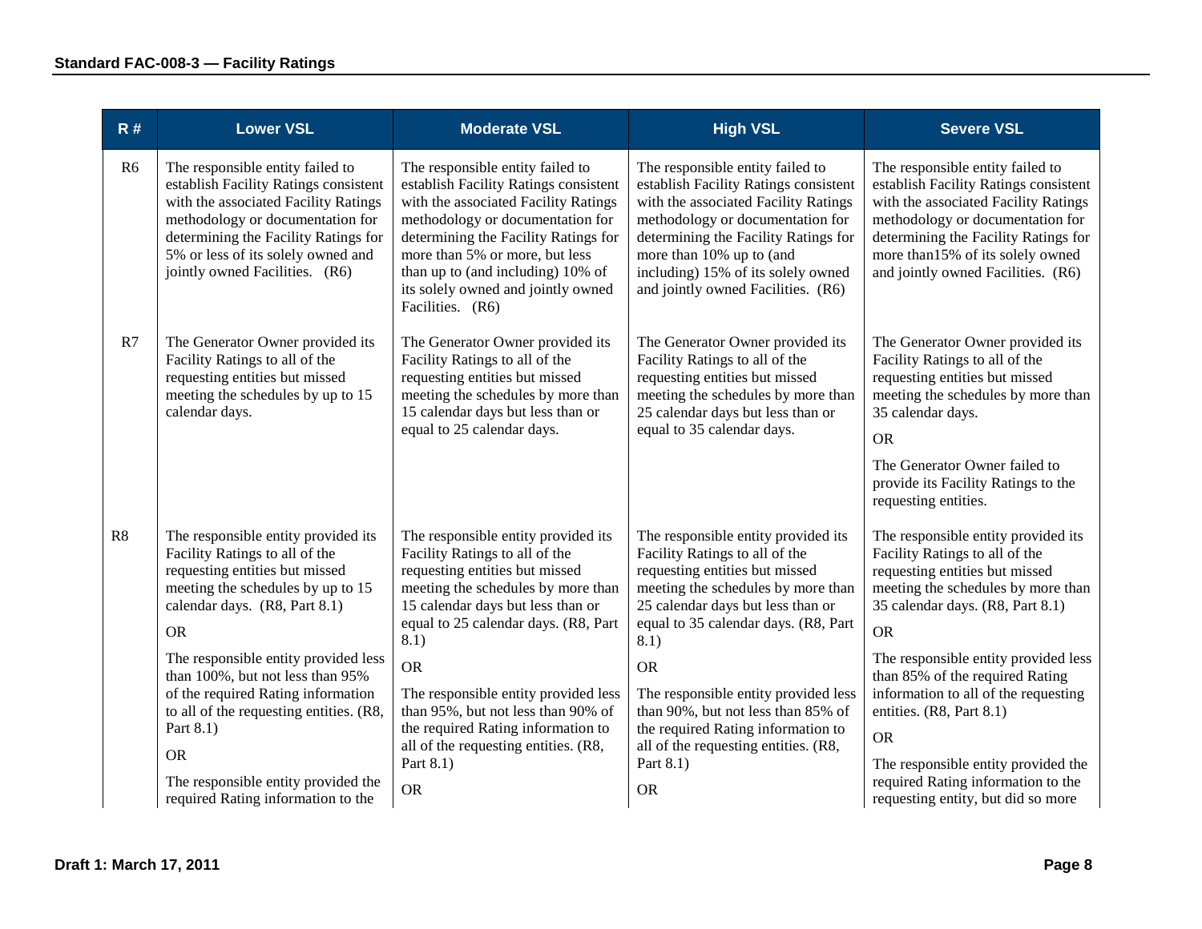| R # | Lower VSL | Moderate VSL | High VSL | Severe VSL |
|---|---|---|---|---|
| R6 | The responsible entity failed to establish Facility Ratings consistent with the associated Facility Ratings methodology or documentation for determining the Facility Ratings for 5% or less of its solely owned and jointly owned Facilities. (R6) | The responsible entity failed to establish Facility Ratings consistent with the associated Facility Ratings methodology or documentation for determining the Facility Ratings for more than 5% or more, but less than up to (and including) 10% of its solely owned and jointly owned Facilities. (R6) | The responsible entity failed to establish Facility Ratings consistent with the associated Facility Ratings methodology or documentation for determining the Facility Ratings for more than 10% up to (and including) 15% of its solely owned and jointly owned Facilities. (R6) | The responsible entity failed to establish Facility Ratings consistent with the associated Facility Ratings methodology or documentation for determining the Facility Ratings for more than15% of its solely owned and jointly owned Facilities. (R6) |
| R7 | The Generator Owner provided its Facility Ratings to all of the requesting entities but missed meeting the schedules by up to 15 calendar days. | The Generator Owner provided its Facility Ratings to all of the requesting entities but missed meeting the schedules by more than 15 calendar days but less than or equal to 25 calendar days. | The Generator Owner provided its Facility Ratings to all of the requesting entities but missed meeting the schedules by more than 25 calendar days but less than or equal to 35 calendar days. | The Generator Owner provided its Facility Ratings to all of the requesting entities but missed meeting the schedules by more than 35 calendar days.<br><br>OR<br><br>The Generator Owner failed to provide its Facility Ratings to the requesting entities. |
| R8 | The responsible entity provided its Facility Ratings to all of the requesting entities but missed meeting the schedules by up to 15 calendar days. (R8, Part 8.1)<br><br>OR<br><br>The responsible entity provided less than 100%, but not less than 95% of the required Rating information to all of the requesting entities. (R8, Part 8.1)<br><br>OR<br><br>The responsible entity provided the required Rating information to the | The responsible entity provided its Facility Ratings to all of the requesting entities but missed meeting the schedules by more than 15 calendar days but less than or equal to 25 calendar days. (R8, Part 8.1)<br><br>OR<br><br>The responsible entity provided less than 95%, but not less than 90% of the required Rating information to all of the requesting entities. (R8, Part 8.1)<br><br>OR | The responsible entity provided its Facility Ratings to all of the requesting entities but missed meeting the schedules by more than 25 calendar days but less than or equal to 35 calendar days. (R8, Part 8.1)<br><br>OR<br><br>The responsible entity provided less than 90%, but not less than 85% of the required Rating information to all of the requesting entities. (R8, Part 8.1)<br><br>OR | The responsible entity provided its Facility Ratings to all of the requesting entities but missed meeting the schedules by more than 35 calendar days. (R8, Part 8.1)<br><br>OR<br><br>The responsible entity provided less than 85% of the required Rating information to all of the requesting entities. (R8, Part 8.1)<br><br>OR<br><br>The responsible entity provided the required Rating information to the requesting entity, but did so more |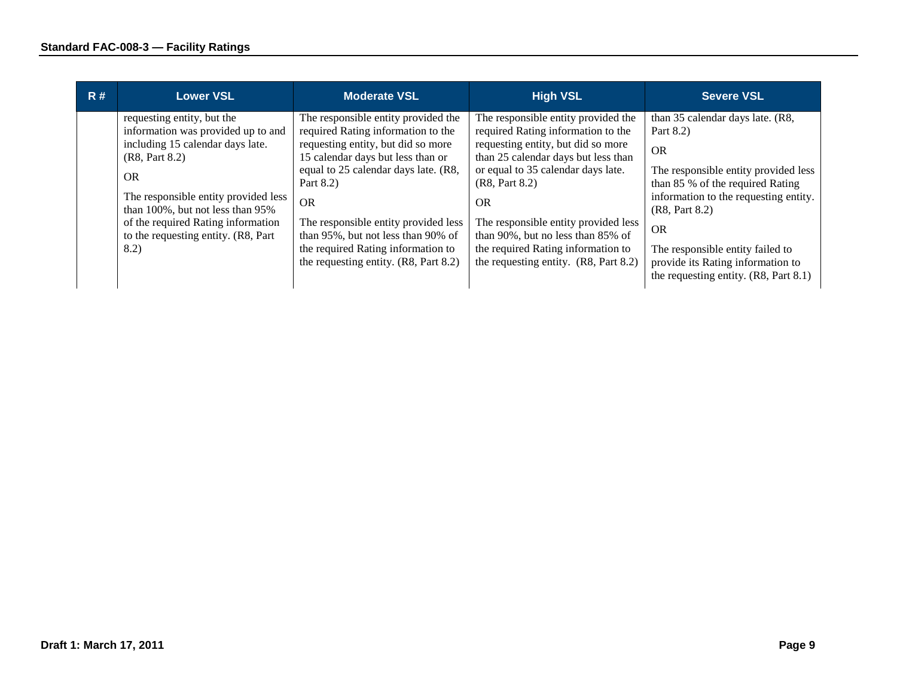| R # | Lower VSL | Moderate VSL | High VSL | Severe VSL |
|---|---|---|---|---|
| | requesting entity, but the information was provided up to and including 15 calendar days late. (R8, Part 8.2)<br><br>OR<br><br>The responsible entity provided less than 100%, but not less than 95% of the required Rating information to the requesting entity. (R8, Part 8.2) | The responsible entity provided the required Rating information to the requesting entity, but did so more 15 calendar days but less than or equal to 25 calendar days late. (R8, Part 8.2)<br><br>OR<br><br>The responsible entity provided less than 95%, but not less than 90% of the required Rating information to the requesting entity. (R8, Part 8.2) | The responsible entity provided the required Rating information to the requesting entity, but did so more than 25 calendar days but less than or equal to 35 calendar days late. (R8, Part 8.2)<br><br>OR<br><br>The responsible entity provided less than 90%, but no less than 85% of the required Rating information to the requesting entity. (R8, Part 8.2) | than 35 calendar days late. (R8, Part 8.2)<br><br>OR<br><br>The responsible entity provided less than 85 % of the required Rating information to the requesting entity. (R8, Part 8.2)<br><br>OR<br><br>The responsible entity failed to provide its Rating information to the requesting entity. (R8, Part 8.1) |